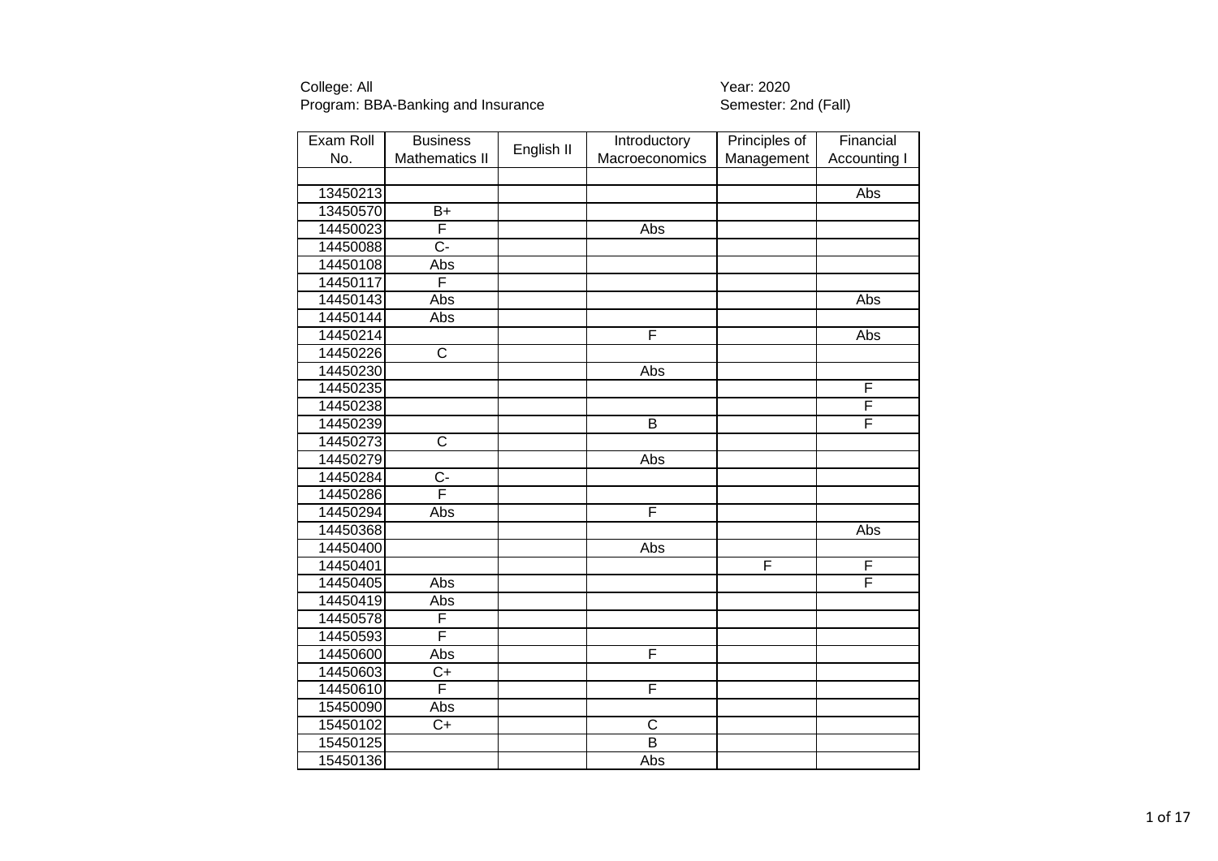College: All
Program: BBA-Banking and Insurance

Year: 2020
Semester: 2nd (Fall)

| Exam Roll No. | Business Mathematics II | English II | Introductory Macroeconomics | Principles of Management | Financial Accounting I |
|---|---|---|---|---|---|
| | | | | | |
| 13450213 | | | | | Abs |
| 13450570 | B+ | | | | |
| 14450023 | F | | Abs | | |
| 14450088 | C- | | | | |
| 14450108 | Abs | | | | |
| 14450117 | F | | | | |
| 14450143 | Abs | | | | Abs |
| 14450144 | Abs | | | | |
| 14450214 | | | F | | Abs |
| 14450226 | C | | | | |
| 14450230 | | | Abs | | |
| 14450235 | | | | | F |
| 14450238 | | | | | F |
| 14450239 | | | B | | F |
| 14450273 | C | | | | |
| 14450279 | | | Abs | | |
| 14450284 | C- | | | | |
| 14450286 | F | | | | |
| 14450294 | Abs | | F | | |
| 14450368 | | | | | Abs |
| 14450400 | | | Abs | | |
| 14450401 | | | | F | F |
| 14450405 | Abs | | | | F |
| 14450419 | Abs | | | | |
| 14450578 | F | | | | |
| 14450593 | F | | | | |
| 14450600 | Abs | | F | | |
| 14450603 | C+ | | | | |
| 14450610 | F | | F | | |
| 15450090 | Abs | | | | |
| 15450102 | C+ | | C | | |
| 15450125 | | | B | | |
| 15450136 | | | Abs | | |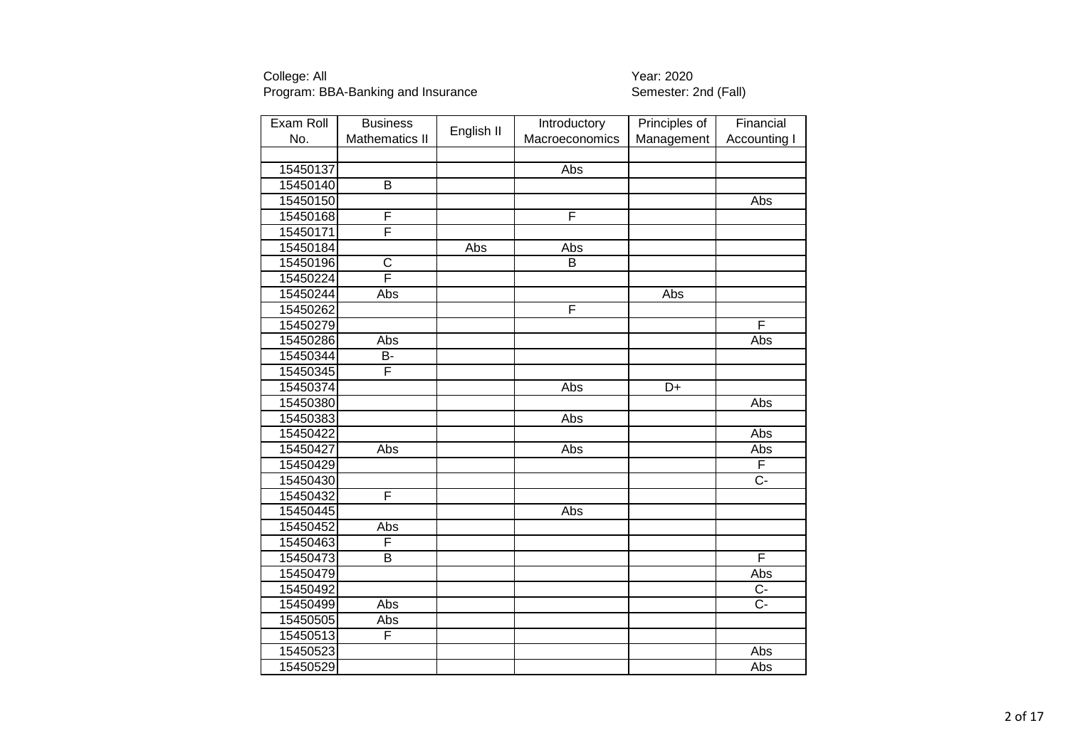College: All
Program: BBA-Banking and Insurance

Year: 2020
Semester: 2nd (Fall)

| Exam Roll No. | Business Mathematics II | English II | Introductory Macroeconomics | Principles of Management | Financial Accounting I |
|---|---|---|---|---|---|
| | | | | | |
| 15450137 | | | Abs | | |
| 15450140 | B | | | | |
| 15450150 | | | | | Abs |
| 15450168 | F | | F | | |
| 15450171 | F | | | | |
| 15450184 | | Abs | Abs | | |
| 15450196 | C | | B | | |
| 15450224 | F | | | | |
| 15450244 | Abs | | | Abs | |
| 15450262 | | | F | | |
| 15450279 | | | | | F |
| 15450286 | Abs | | | | Abs |
| 15450344 | B- | | | | |
| 15450345 | F | | | | |
| 15450374 | | | Abs | D+ | |
| 15450380 | | | | | Abs |
| 15450383 | | | Abs | | |
| 15450422 | | | | | Abs |
| 15450427 | Abs | | Abs | | Abs |
| 15450429 | | | | | F |
| 15450430 | | | | | C- |
| 15450432 | F | | | | |
| 15450445 | | | Abs | | |
| 15450452 | Abs | | | | |
| 15450463 | F | | | | |
| 15450473 | B | | | | F |
| 15450479 | | | | | Abs |
| 15450492 | | | | | C- |
| 15450499 | Abs | | | | C- |
| 15450505 | Abs | | | | |
| 15450513 | F | | | | |
| 15450523 | | | | | Abs |
| 15450529 | | | | | Abs |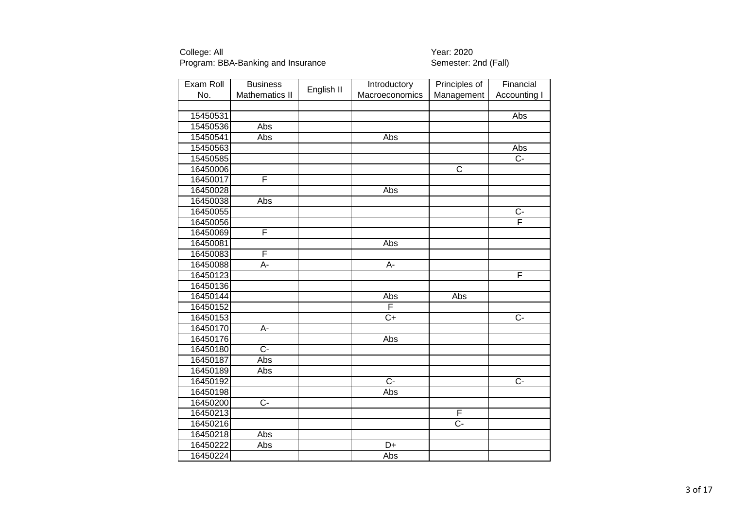College: All
Program: BBA-Banking and Insurance

Year: 2020
Semester: 2nd (Fall)

| Exam Roll No. | Business Mathematics II | English II | Introductory Macroeconomics | Principles of Management | Financial Accounting I |
|---|---|---|---|---|---|
| | | | | | |
| 15450531 | | | | | Abs |
| 15450536 | Abs | | | | |
| 15450541 | Abs | | Abs | | |
| 15450563 | | | | | Abs |
| 15450585 | | | | | C- |
| 16450006 | | | | C | |
| 16450017 | F | | | | |
| 16450028 | | | Abs | | |
| 16450038 | Abs | | | | |
| 16450055 | | | | | C- |
| 16450056 | | | | | F |
| 16450069 | F | | | | |
| 16450081 | | | Abs | | |
| 16450083 | F | | | | |
| 16450088 | A- | | A- | | |
| 16450123 | | | | | F |
| 16450136 | | | | | |
| 16450144 | | | Abs | Abs | |
| 16450152 | | | F | | |
| 16450153 | | | C+ | | C- |
| 16450170 | A- | | | | |
| 16450176 | | | Abs | | |
| 16450180 | C- | | | | |
| 16450187 | Abs | | | | |
| 16450189 | Abs | | | | |
| 16450192 | | | C- | | C- |
| 16450198 | | | Abs | | |
| 16450200 | C- | | | | |
| 16450213 | | | | F | |
| 16450216 | | | | C- | |
| 16450218 | Abs | | | | |
| 16450222 | Abs | | D+ | | |
| 16450224 | | | Abs | | |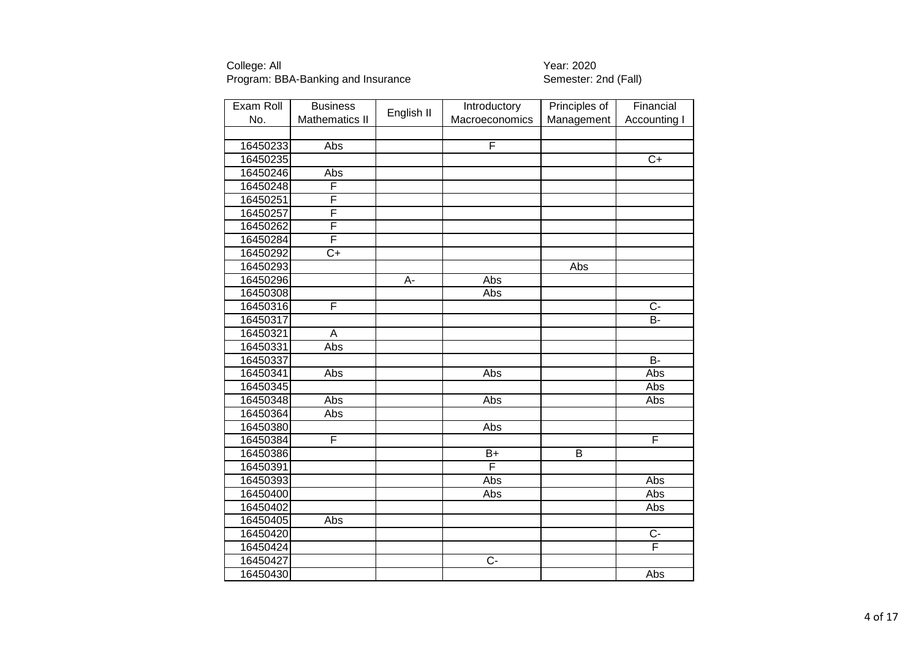College: All
Program: BBA-Banking and Insurance

Year: 2020
Semester: 2nd (Fall)

| Exam Roll No. | Business Mathematics II | English II | Introductory Macroeconomics | Principles of Management | Financial Accounting I |
|---|---|---|---|---|---|
| | | | | | |
| 16450233 | Abs | | F | | |
| 16450235 | | | | | C+ |
| 16450246 | Abs | | | | |
| 16450248 | F | | | | |
| 16450251 | F | | | | |
| 16450257 | F | | | | |
| 16450262 | F | | | | |
| 16450284 | F | | | | |
| 16450292 | C+ | | | | |
| 16450293 | | | | Abs | |
| 16450296 | | A- | Abs | | |
| 16450308 | | | Abs | | |
| 16450316 | F | | | | C- |
| 16450317 | | | | | B- |
| 16450321 | A | | | | |
| 16450331 | Abs | | | | |
| 16450337 | | | | | B- |
| 16450341 | Abs | | Abs | | Abs |
| 16450345 | | | | | Abs |
| 16450348 | Abs | | Abs | | Abs |
| 16450364 | Abs | | | | |
| 16450380 | | | Abs | | |
| 16450384 | F | | | | F |
| 16450386 | | | B+ | B | |
| 16450391 | | | F | | |
| 16450393 | | | Abs | | Abs |
| 16450400 | | | Abs | | Abs |
| 16450402 | | | | | Abs |
| 16450405 | Abs | | | | |
| 16450420 | | | | | C- |
| 16450424 | | | | | F |
| 16450427 | | | C- | | |
| 16450430 | | | | | Abs |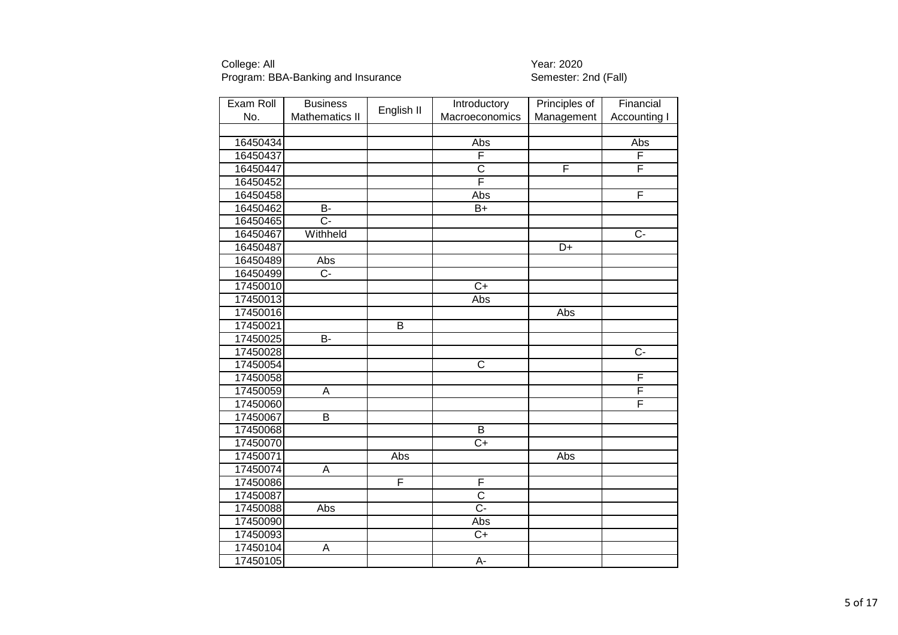College: All
Program: BBA-Banking and Insurance

Year: 2020
Semester: 2nd (Fall)

| Exam Roll No. | Business Mathematics II | English II | Introductory Macroeconomics | Principles of Management | Financial Accounting I |
|---|---|---|---|---|---|
| | | | | | |
| 16450434 | | | Abs | | Abs |
| 16450437 | | | F | | F |
| 16450447 | | | C | F | F |
| 16450452 | | | F | | |
| 16450458 | | | Abs | | F |
| 16450462 | B- | | B+ | | |
| 16450465 | C- | | | | |
| 16450467 | Withheld | | | | C- |
| 16450487 | | | | D+ | |
| 16450489 | Abs | | | | |
| 16450499 | C- | | | | |
| 17450010 | | | C+ | | |
| 17450013 | | | Abs | | |
| 17450016 | | | | Abs | |
| 17450021 | | B | | | |
| 17450025 | B- | | | | |
| 17450028 | | | | | C- |
| 17450054 | | | C | | |
| 17450058 | | | | | F |
| 17450059 | A | | | | F |
| 17450060 | | | | | F |
| 17450067 | B | | | | |
| 17450068 | | | B | | |
| 17450070 | | | C+ | | |
| 17450071 | | Abs | | Abs | |
| 17450074 | A | | | | |
| 17450086 | | F | F | | |
| 17450087 | | | C | | |
| 17450088 | Abs | | C- | | |
| 17450090 | | | Abs | | |
| 17450093 | | | C+ | | |
| 17450104 | A | | | | |
| 17450105 | | | A- | | |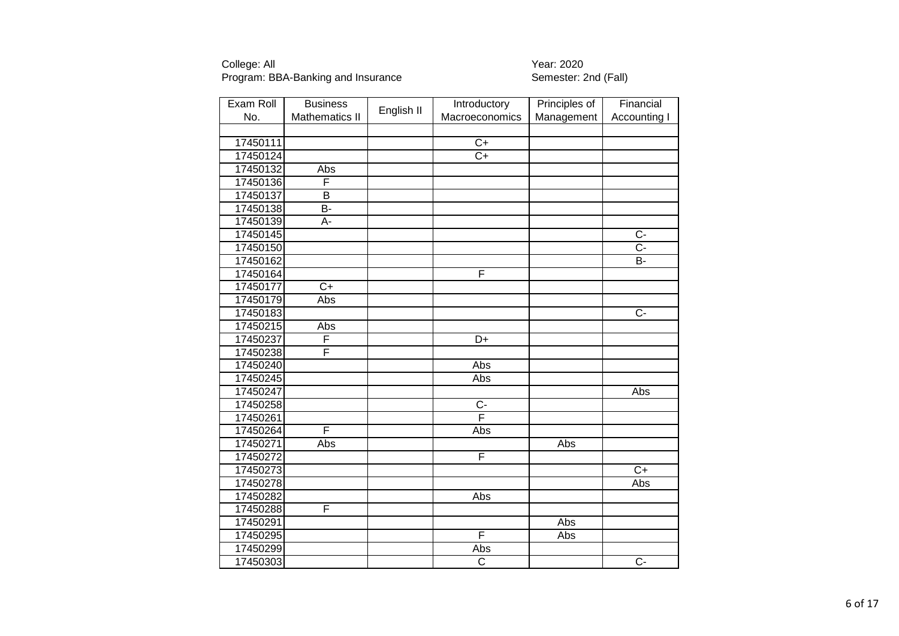College: All
Program: BBA-Banking and Insurance

Year: 2020
Semester: 2nd (Fall)

| Exam Roll No. | Business Mathematics II | English II | Introductory Macroeconomics | Principles of Management | Financial Accounting I |
|---|---|---|---|---|---|
| | | | | | |
| 17450111 | | | C+ | | |
| 17450124 | | | C+ | | |
| 17450132 | Abs | | | | |
| 17450136 | F | | | | |
| 17450137 | B | | | | |
| 17450138 | B- | | | | |
| 17450139 | A- | | | | |
| 17450145 | | | | | C- |
| 17450150 | | | | | C- |
| 17450162 | | | | | B- |
| 17450164 | | | F | | |
| 17450177 | C+ | | | | |
| 17450179 | Abs | | | | |
| 17450183 | | | | | C- |
| 17450215 | Abs | | | | |
| 17450237 | F | | D+ | | |
| 17450238 | F | | | | |
| 17450240 | | | Abs | | |
| 17450245 | | | Abs | | |
| 17450247 | | | | | Abs |
| 17450258 | | | C- | | |
| 17450261 | | | F | | |
| 17450264 | F | | Abs | | |
| 17450271 | Abs | | | Abs | |
| 17450272 | | | F | | |
| 17450273 | | | | | C+ |
| 17450278 | | | | | Abs |
| 17450282 | | | Abs | | |
| 17450288 | F | | | | |
| 17450291 | | | | Abs | |
| 17450295 | | | F | Abs | |
| 17450299 | | | Abs | | |
| 17450303 | | | C | | C- |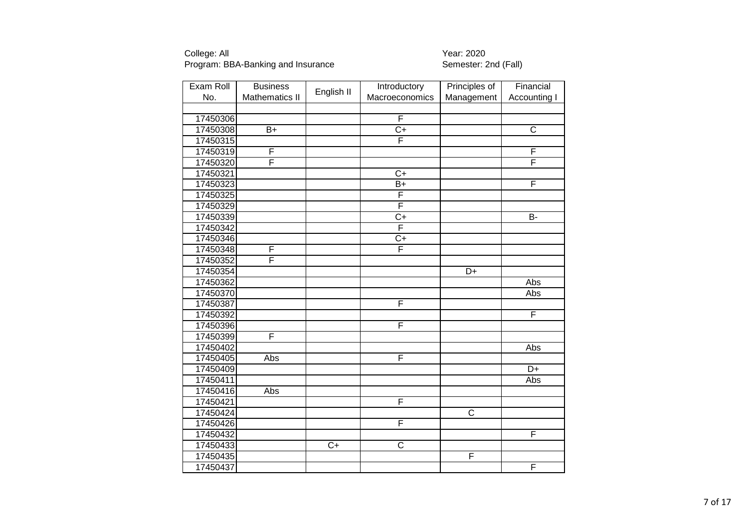College: All
Program: BBA-Banking and Insurance

Year: 2020
Semester: 2nd (Fall)

| Exam Roll No. | Business Mathematics II | English II | Introductory Macroeconomics | Principles of Management | Financial Accounting I |
|---|---|---|---|---|---|
| | | | | | |
| 17450306 | | | F | | |
| 17450308 | B+ | | C+ | | C |
| 17450315 | | | F | | |
| 17450319 | F | | | | F |
| 17450320 | F | | | | F |
| 17450321 | | | C+ | | |
| 17450323 | | | B+ | | F |
| 17450325 | | | F | | |
| 17450329 | | | F | | |
| 17450339 | | | C+ | | B- |
| 17450342 | | | F | | |
| 17450346 | | | C+ | | |
| 17450348 | F | | F | | |
| 17450352 | F | | | | |
| 17450354 | | | | D+ | |
| 17450362 | | | | | Abs |
| 17450370 | | | | | Abs |
| 17450387 | | | F | | |
| 17450392 | | | | | F |
| 17450396 | | | F | | |
| 17450399 | F | | | | |
| 17450402 | | | | | Abs |
| 17450405 | Abs | | F | | |
| 17450409 | | | | | D+ |
| 17450411 | | | | | Abs |
| 17450416 | Abs | | | | |
| 17450421 | | | F | | |
| 17450424 | | | | C | |
| 17450426 | | | F | | |
| 17450432 | | | | | F |
| 17450433 | | C+ | C | | |
| 17450435 | | | | F | |
| 17450437 | | | | | F |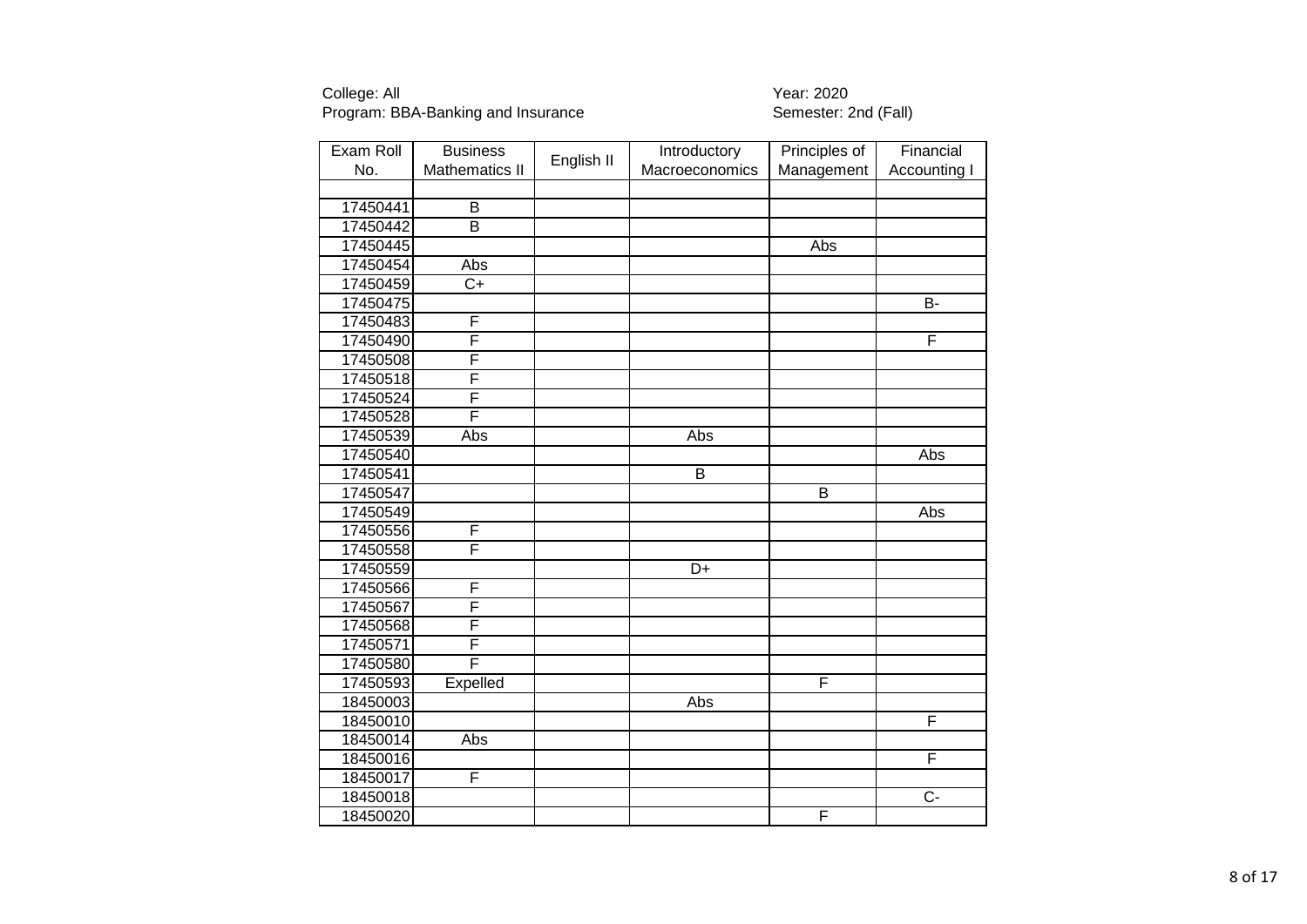College: All
Program: BBA-Banking and Insurance

Year: 2020
Semester: 2nd (Fall)

| Exam Roll No. | Business Mathematics II | English II | Introductory Macroeconomics | Principles of Management | Financial Accounting I |
|---|---|---|---|---|---|
| | | | | | |
| 17450441 | B | | | | |
| 17450442 | B | | | | |
| 17450445 | | | | Abs | |
| 17450454 | Abs | | | | |
| 17450459 | C+ | | | | |
| 17450475 | | | | | B- |
| 17450483 | F | | | | |
| 17450490 | F | | | | F |
| 17450508 | F | | | | |
| 17450518 | F | | | | |
| 17450524 | F | | | | |
| 17450528 | F | | | | |
| 17450539 | Abs | | Abs | | |
| 17450540 | | | | | Abs |
| 17450541 | | | B | | |
| 17450547 | | | | B | |
| 17450549 | | | | | Abs |
| 17450556 | F | | | | |
| 17450558 | F | | | | |
| 17450559 | | | D+ | | |
| 17450566 | F | | | | |
| 17450567 | F | | | | |
| 17450568 | F | | | | |
| 17450571 | F | | | | |
| 17450580 | F | | | | |
| 17450593 | Expelled | | | F | |
| 18450003 | | | Abs | | |
| 18450010 | | | | | F |
| 18450014 | Abs | | | | |
| 18450016 | | | | | F |
| 18450017 | F | | | | |
| 18450018 | | | | | C- |
| 18450020 | | | | F | |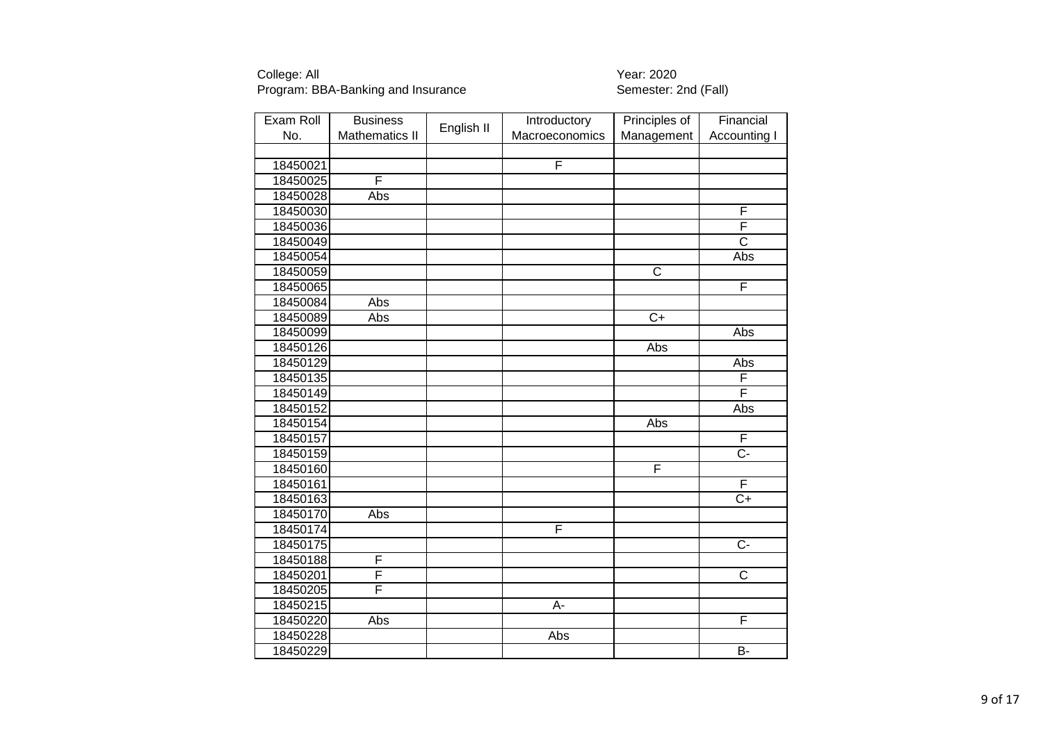College: All
Program: BBA-Banking and Insurance

Year: 2020
Semester: 2nd (Fall)

| Exam Roll No. | Business Mathematics II | English II | Introductory Macroeconomics | Principles of Management | Financial Accounting I |
|---|---|---|---|---|---|
| | | | | | |
| 18450021 | | | F | | |
| 18450025 | F | | | | |
| 18450028 | Abs | | | | |
| 18450030 | | | | | F |
| 18450036 | | | | | F |
| 18450049 | | | | | C |
| 18450054 | | | | | Abs |
| 18450059 | | | | C | |
| 18450065 | | | | | F |
| 18450084 | Abs | | | | |
| 18450089 | Abs | | | C+ | |
| 18450099 | | | | | Abs |
| 18450126 | | | | Abs | |
| 18450129 | | | | | Abs |
| 18450135 | | | | | F |
| 18450149 | | | | | F |
| 18450152 | | | | | Abs |
| 18450154 | | | | Abs | |
| 18450157 | | | | | F |
| 18450159 | | | | | C- |
| 18450160 | | | | F | |
| 18450161 | | | | | F |
| 18450163 | | | | | C+ |
| 18450170 | Abs | | | | |
| 18450174 | | | F | | |
| 18450175 | | | | | C- |
| 18450188 | F | | | | |
| 18450201 | F | | | | C |
| 18450205 | F | | | | |
| 18450215 | | | A- | | |
| 18450220 | Abs | | | | F |
| 18450228 | | | Abs | | |
| 18450229 | | | | | B- |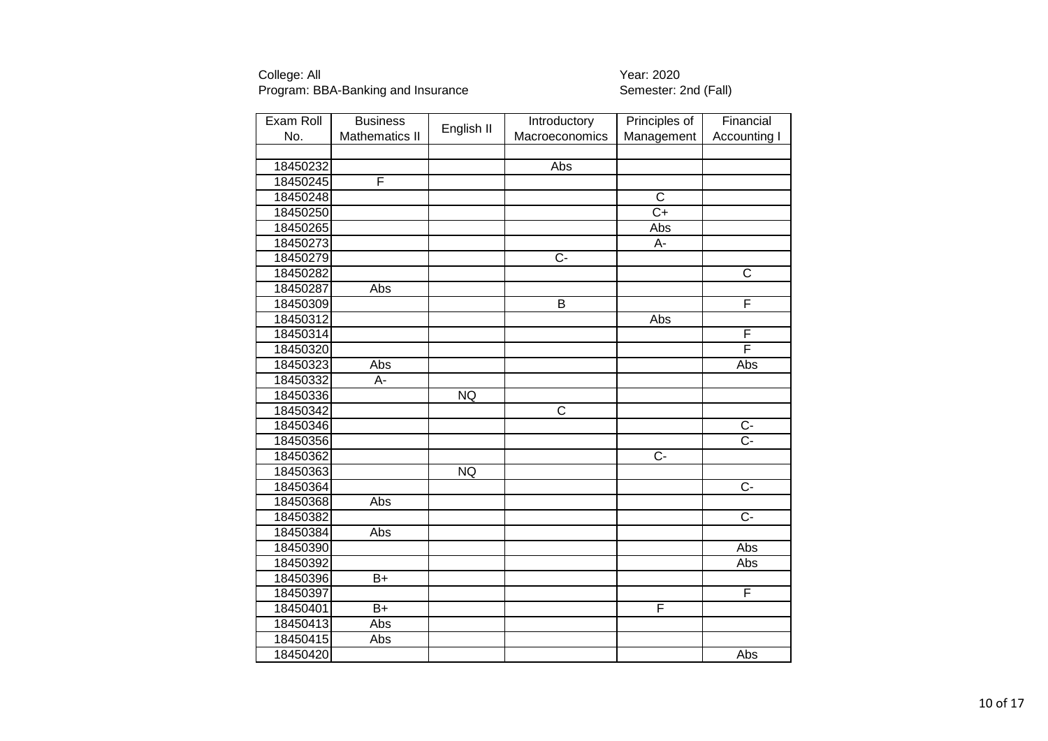College: All
Program: BBA-Banking and Insurance

Year: 2020
Semester: 2nd (Fall)

| Exam Roll No. | Business Mathematics II | English II | Introductory Macroeconomics | Principles of Management | Financial Accounting I |
|---|---|---|---|---|---|
| | | | | | |
| 18450232 | | | Abs | | |
| 18450245 | F | | | | |
| 18450248 | | | | C | |
| 18450250 | | | | C+ | |
| 18450265 | | | | Abs | |
| 18450273 | | | | A- | |
| 18450279 | | | C- | | |
| 18450282 | | | | | C |
| 18450287 | Abs | | | | |
| 18450309 | | | B | | F |
| 18450312 | | | | Abs | |
| 18450314 | | | | | F |
| 18450320 | | | | | F |
| 18450323 | Abs | | | | Abs |
| 18450332 | A- | | | | |
| 18450336 | | NQ | | | |
| 18450342 | | | C | | |
| 18450346 | | | | | C- |
| 18450356 | | | | | C- |
| 18450362 | | | | C- | |
| 18450363 | | NQ | | | |
| 18450364 | | | | | C- |
| 18450368 | Abs | | | | |
| 18450382 | | | | | C- |
| 18450384 | Abs | | | | |
| 18450390 | | | | | Abs |
| 18450392 | | | | | Abs |
| 18450396 | B+ | | | | |
| 18450397 | | | | | F |
| 18450401 | B+ | | | F | |
| 18450413 | Abs | | | | |
| 18450415 | Abs | | | | |
| 18450420 | | | | | Abs |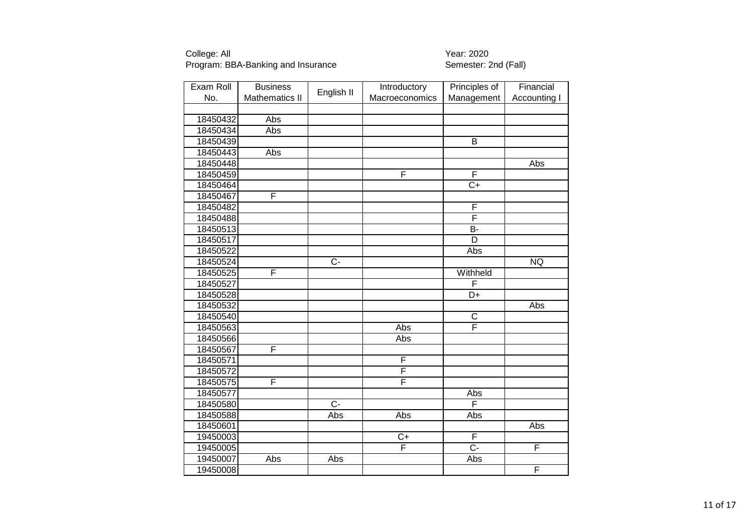College: All
Program: BBA-Banking and Insurance

Year: 2020
Semester: 2nd (Fall)

| Exam Roll No. | Business Mathematics II | English II | Introductory Macroeconomics | Principles of Management | Financial Accounting I |
|---|---|---|---|---|---|
| | | | | | |
| 18450432 | Abs | | | | |
| 18450434 | Abs | | | | |
| 18450439 | | | | B | |
| 18450443 | Abs | | | | |
| 18450448 | | | | | Abs |
| 18450459 | | | F | F | |
| 18450464 | | | | C+ | |
| 18450467 | F | | | | |
| 18450482 | | | | F | |
| 18450488 | | | | F | |
| 18450513 | | | | B- | |
| 18450517 | | | | D | |
| 18450522 | | | | Abs | |
| 18450524 | | C- | | | NQ |
| 18450525 | F | | | Withheld | |
| 18450527 | | | | F | |
| 18450528 | | | | D+ | |
| 18450532 | | | | | Abs |
| 18450540 | | | | C | |
| 18450563 | | | Abs | F | |
| 18450566 | | | Abs | | |
| 18450567 | F | | | | |
| 18450571 | | | F | | |
| 18450572 | | | F | | |
| 18450575 | F | | F | | |
| 18450577 | | | | Abs | |
| 18450580 | | C- | | F | |
| 18450588 | | Abs | Abs | Abs | |
| 18450601 | | | | | Abs |
| 19450003 | | | C+ | F | |
| 19450005 | | | F | C- | F |
| 19450007 | Abs | Abs | | Abs | |
| 19450008 | | | | | F |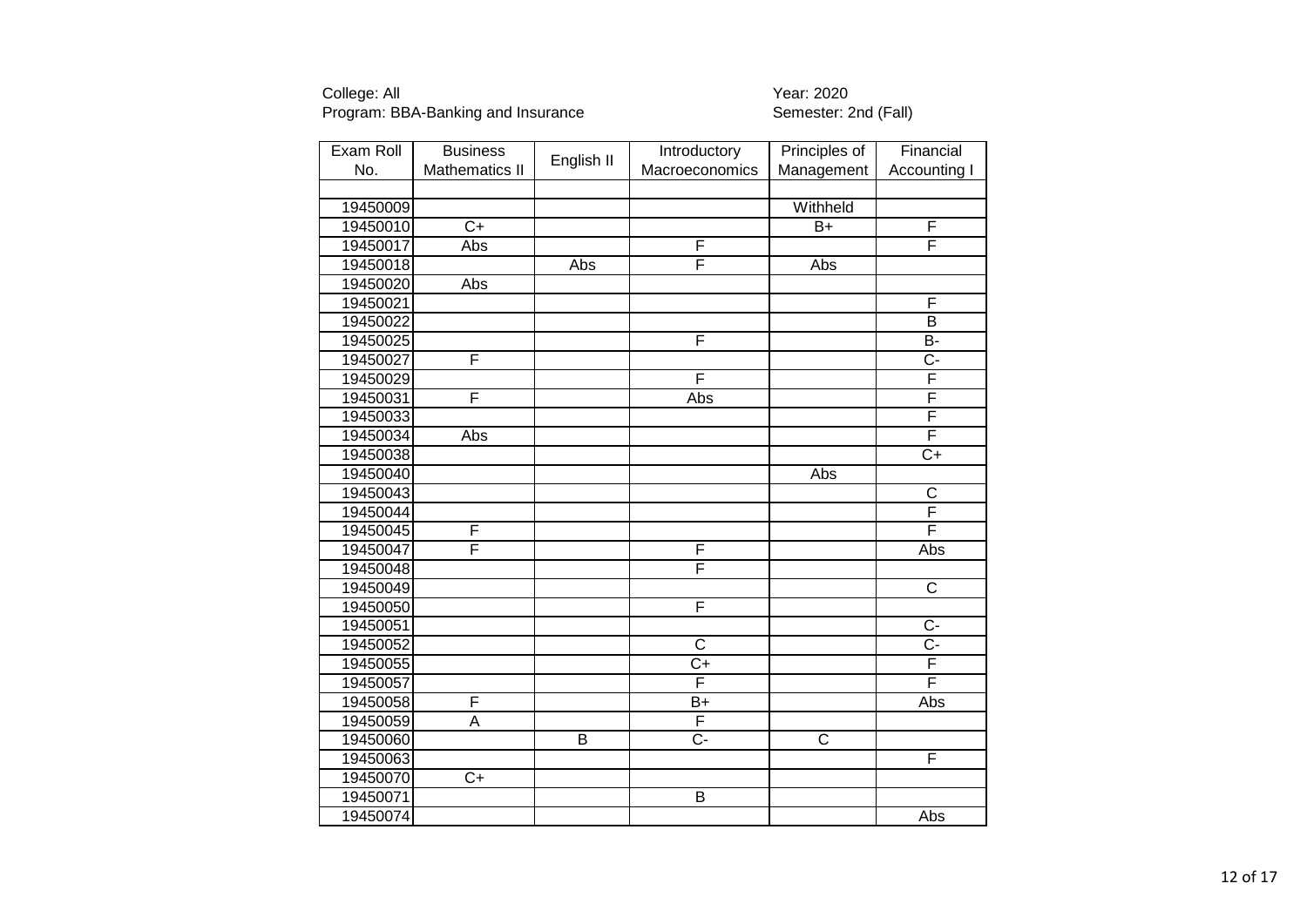College: All
Program: BBA-Banking and Insurance

Year: 2020
Semester: 2nd (Fall)

| Exam Roll No. | Business Mathematics II | English II | Introductory Macroeconomics | Principles of Management | Financial Accounting I |
|---|---|---|---|---|---|
| | | | | | |
| 19450009 | | | | Withheld | |
| 19450010 | C+ | | | B+ | F |
| 19450017 | Abs | | F | | F |
| 19450018 | | Abs | F | Abs | |
| 19450020 | Abs | | | | |
| 19450021 | | | | | F |
| 19450022 | | | | | B |
| 19450025 | | | F | | B- |
| 19450027 | F | | | | C- |
| 19450029 | | | F | | F |
| 19450031 | F | | Abs | | F |
| 19450033 | | | | | F |
| 19450034 | Abs | | | | F |
| 19450038 | | | | | C+ |
| 19450040 | | | | Abs | |
| 19450043 | | | | | C |
| 19450044 | | | | | F |
| 19450045 | F | | | | F |
| 19450047 | F | | F | | Abs |
| 19450048 | | | F | | |
| 19450049 | | | | | C |
| 19450050 | | | F | | |
| 19450051 | | | | | C- |
| 19450052 | | | C | | C- |
| 19450055 | | | C+ | | F |
| 19450057 | | | F | | F |
| 19450058 | F | | B+ | | Abs |
| 19450059 | A | | F | | |
| 19450060 | | B | C- | C | |
| 19450063 | | | | | F |
| 19450070 | C+ | | | | |
| 19450071 | | | B | | |
| 19450074 | | | | | Abs |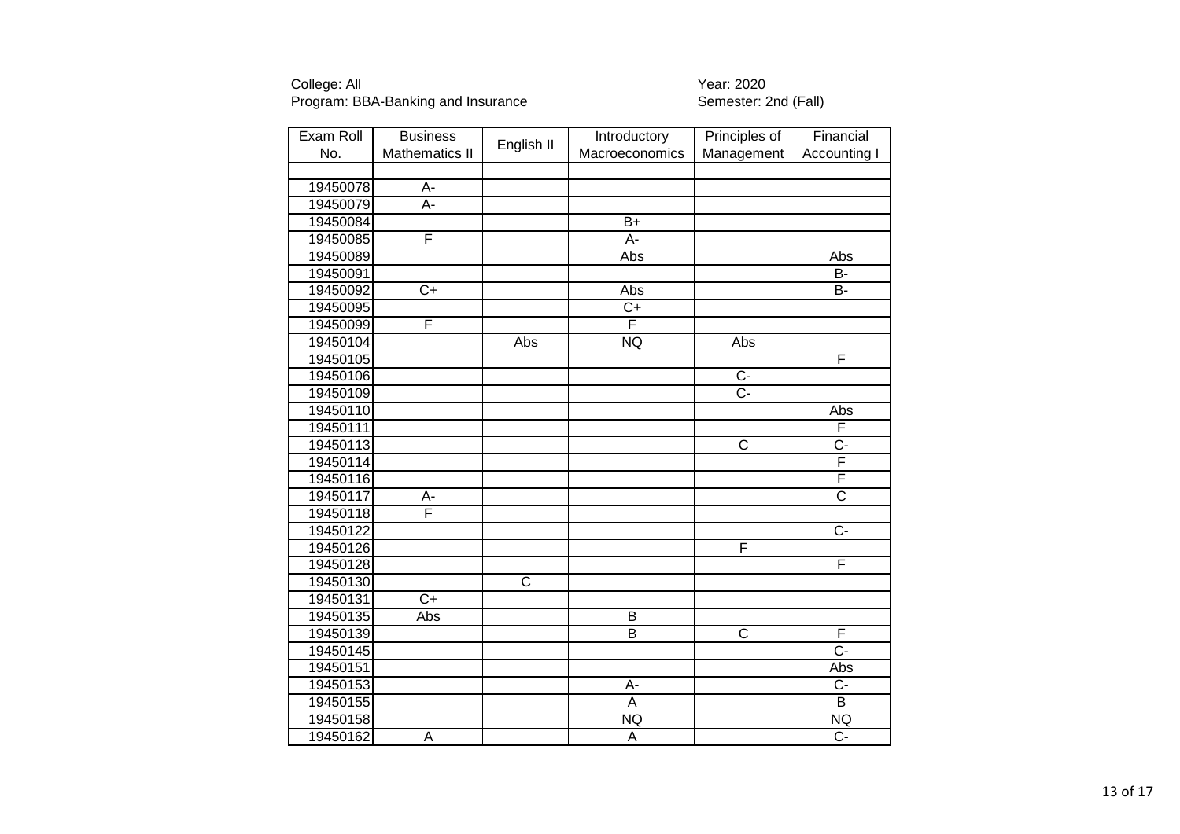College: All
Program: BBA-Banking and Insurance

Year: 2020
Semester: 2nd (Fall)

| Exam Roll No. | Business Mathematics II | English II | Introductory Macroeconomics | Principles of Management | Financial Accounting I |
|---|---|---|---|---|---|
| | | | | | |
| 19450078 | A- | | | | |
| 19450079 | A- | | | | |
| 19450084 | | | B+ | | |
| 19450085 | F | | A- | | |
| 19450089 | | | Abs | | Abs |
| 19450091 | | | | | B- |
| 19450092 | C+ | | Abs | | B- |
| 19450095 | | | C+ | | |
| 19450099 | F | | F | | |
| 19450104 | | Abs | NQ | Abs | |
| 19450105 | | | | | F |
| 19450106 | | | | C- | |
| 19450109 | | | | C- | |
| 19450110 | | | | | Abs |
| 19450111 | | | | | F |
| 19450113 | | | | C | C- |
| 19450114 | | | | | F |
| 19450116 | | | | | F |
| 19450117 | A- | | | | C |
| 19450118 | F | | | | |
| 19450122 | | | | | C- |
| 19450126 | | | | F | |
| 19450128 | | | | | F |
| 19450130 | | C | | | |
| 19450131 | C+ | | | | |
| 19450135 | Abs | | B | | |
| 19450139 | | | B | C | F |
| 19450145 | | | | | C- |
| 19450151 | | | | | Abs |
| 19450153 | | | A- | | C- |
| 19450155 | | | A | | B |
| 19450158 | | | NQ | | NQ |
| 19450162 | A | | A | | C- |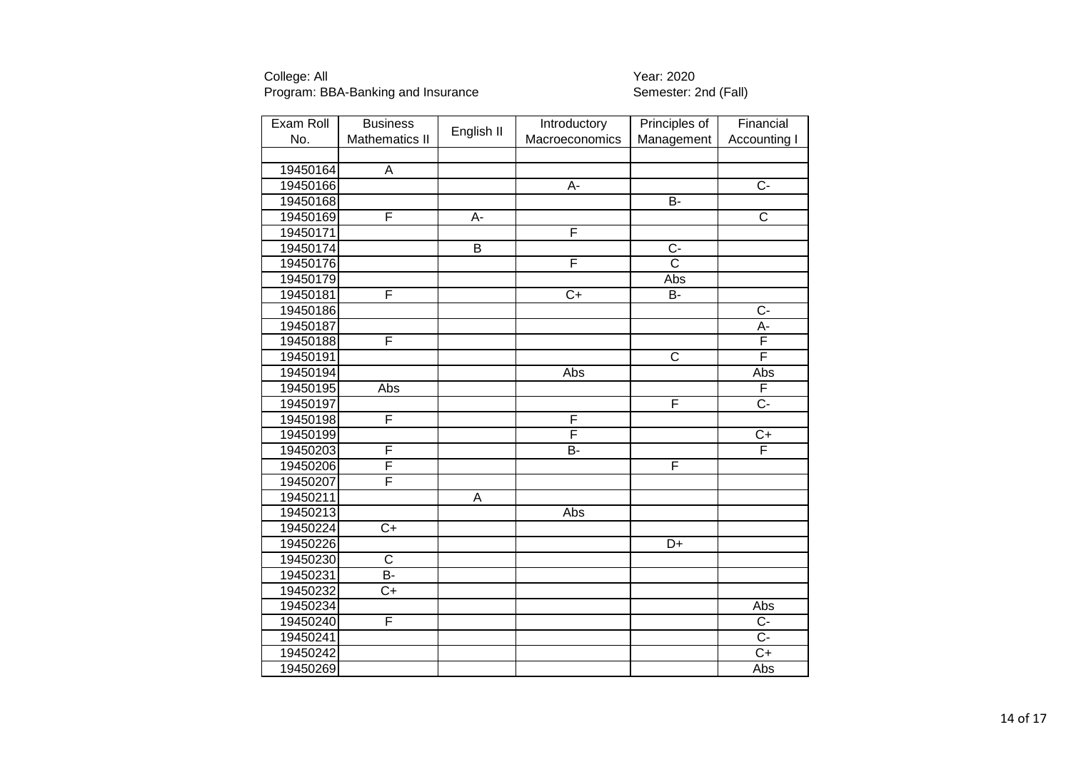College: All
Program: BBA-Banking and Insurance

Year: 2020
Semester: 2nd (Fall)

| Exam Roll No. | Business Mathematics II | English II | Introductory Macroeconomics | Principles of Management | Financial Accounting I |
|---|---|---|---|---|---|
| | | | | | |
| 19450164 | A | | | | |
| 19450166 | | | A- | | C- |
| 19450168 | | | | B- | |
| 19450169 | F | A- | | | C |
| 19450171 | | | F | | |
| 19450174 | | B | | C- | |
| 19450176 | | | F | C | |
| 19450179 | | | | Abs | |
| 19450181 | F | | C+ | B- | |
| 19450186 | | | | | C- |
| 19450187 | | | | | A- |
| 19450188 | F | | | | F |
| 19450191 | | | | C | F |
| 19450194 | | | Abs | | Abs |
| 19450195 | Abs | | | | F |
| 19450197 | | | | F | C- |
| 19450198 | F | | F | | |
| 19450199 | | | F | | C+ |
| 19450203 | F | | B- | | F |
| 19450206 | F | | | F | |
| 19450207 | F | | | | |
| 19450211 | | A | | | |
| 19450213 | | | Abs | | |
| 19450224 | C+ | | | | |
| 19450226 | | | | D+ | |
| 19450230 | C | | | | |
| 19450231 | B- | | | | |
| 19450232 | C+ | | | | |
| 19450234 | | | | | Abs |
| 19450240 | F | | | | C- |
| 19450241 | | | | | C- |
| 19450242 | | | | | C+ |
| 19450269 | | | | | Abs |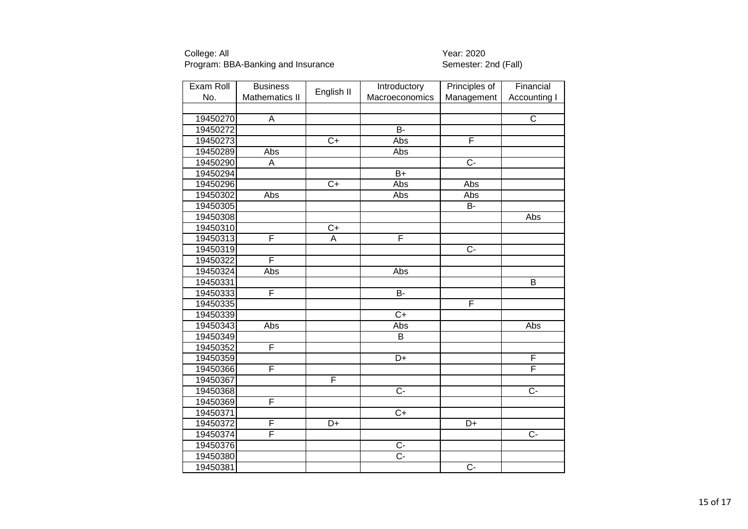College: All
Program: BBA-Banking and Insurance

Year: 2020
Semester: 2nd (Fall)

| Exam Roll No. | Business Mathematics II | English II | Introductory Macroeconomics | Principles of Management | Financial Accounting I |
|---|---|---|---|---|---|
| | | | | | |
| 19450270 | A | | | | C |
| 19450272 | | | B- | | |
| 19450273 | | C+ | Abs | F | |
| 19450289 | Abs | | Abs | | |
| 19450290 | A | | | C- | |
| 19450294 | | | B+ | | |
| 19450296 | | C+ | Abs | Abs | |
| 19450302 | Abs | | Abs | Abs | |
| 19450305 | | | | B- | |
| 19450308 | | | | | Abs |
| 19450310 | | C+ | | | |
| 19450313 | F | A | F | | |
| 19450319 | | | | C- | |
| 19450322 | F | | | | |
| 19450324 | Abs | | Abs | | |
| 19450331 | | | | | B |
| 19450333 | F | | B- | | |
| 19450335 | | | | F | |
| 19450339 | | | C+ | | |
| 19450343 | Abs | | Abs | | Abs |
| 19450349 | | | B | | |
| 19450352 | F | | | | |
| 19450359 | | | D+ | | F |
| 19450366 | F | | | | F |
| 19450367 | | F | | | |
| 19450368 | | | C- | | C- |
| 19450369 | F | | | | |
| 19450371 | | | C+ | | |
| 19450372 | F | D+ | | D+ | |
| 19450374 | F | | | | C- |
| 19450376 | | | C- | | |
| 19450380 | | | C- | | |
| 19450381 | | | | C- | |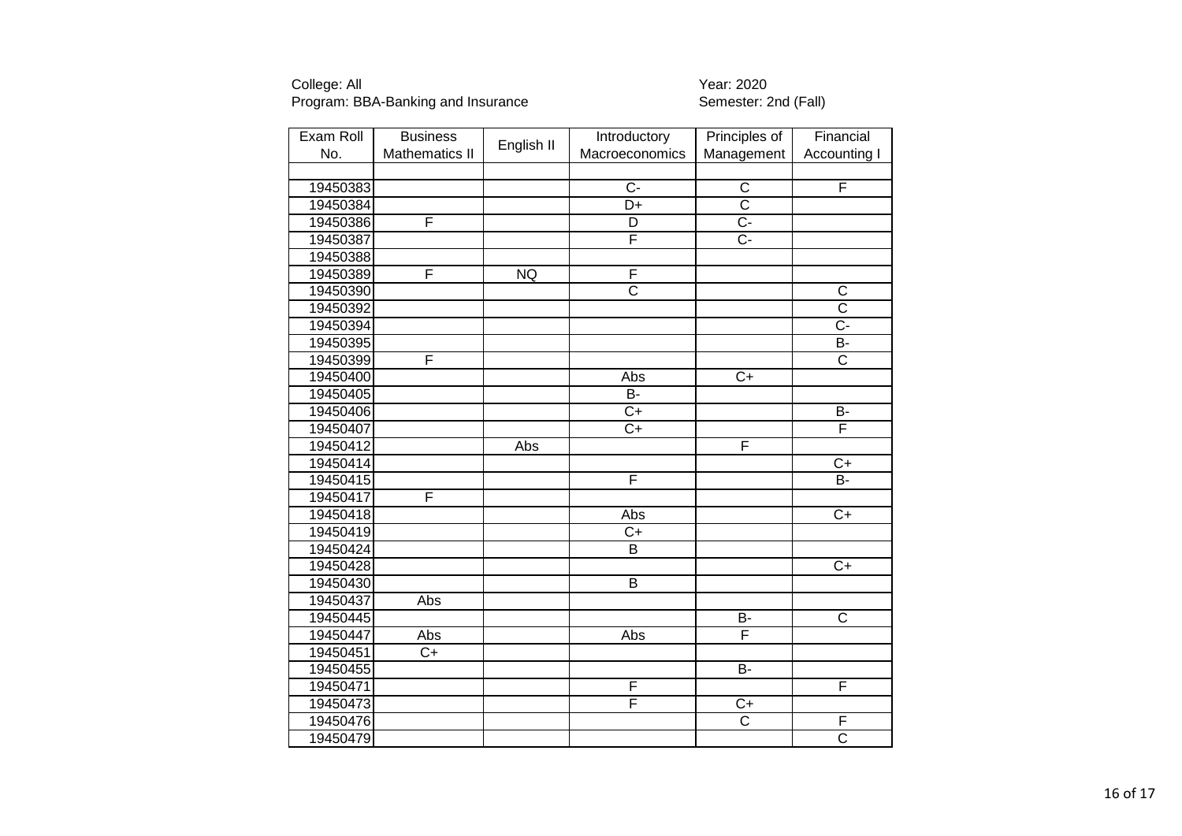College: All
Program: BBA-Banking and Insurance

Year: 2020
Semester: 2nd (Fall)

| Exam Roll No. | Business Mathematics II | English II | Introductory Macroeconomics | Principles of Management | Financial Accounting I |
|---|---|---|---|---|---|
| | | | | | |
| 19450383 | | | C- | C | F |
| 19450384 | | | D+ | C | |
| 19450386 | F | | D | C- | |
| 19450387 | | | F | C- | |
| 19450388 | | | | | |
| 19450389 | F | NQ | F | | |
| 19450390 | | | C | | C |
| 19450392 | | | | | C |
| 19450394 | | | | | C- |
| 19450395 | | | | | B- |
| 19450399 | F | | | | C |
| 19450400 | | | Abs | C+ | |
| 19450405 | | | B- | | |
| 19450406 | | | C+ | | B- |
| 19450407 | | | C+ | | F |
| 19450412 | | Abs | | F | |
| 19450414 | | | | | C+ |
| 19450415 | | | F | | B- |
| 19450417 | F | | | | |
| 19450418 | | | Abs | | C+ |
| 19450419 | | | C+ | | |
| 19450424 | | | B | | |
| 19450428 | | | | | C+ |
| 19450430 | | | B | | |
| 19450437 | Abs | | | | |
| 19450445 | | | | B- | C |
| 19450447 | Abs | | Abs | F | |
| 19450451 | C+ | | | | |
| 19450455 | | | | B- | |
| 19450471 | | | F | | F |
| 19450473 | | | F | C+ | |
| 19450476 | | | | C | F |
| 19450479 | | | | | C |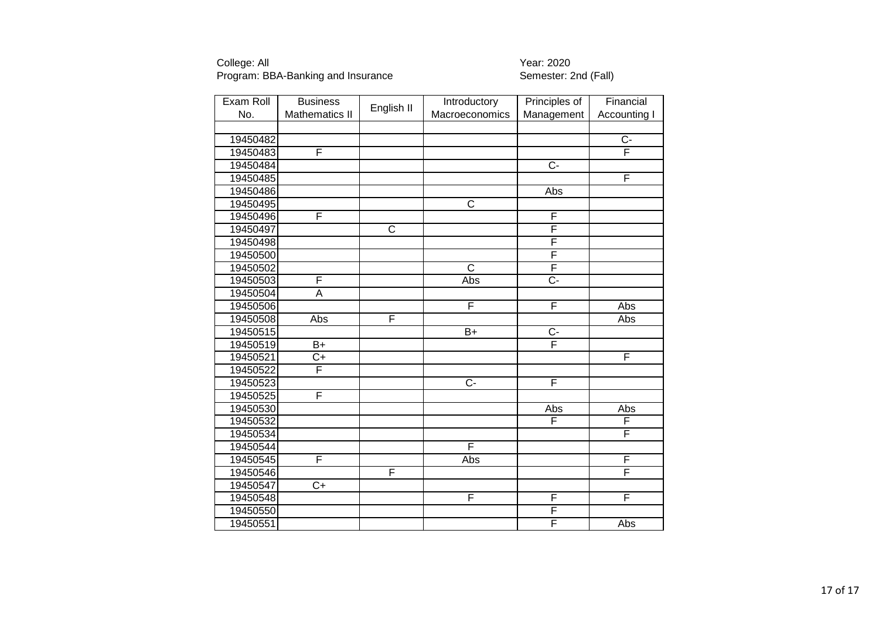College: All
Program: BBA-Banking and Insurance

Year: 2020
Semester: 2nd (Fall)

| Exam Roll No. | Business Mathematics II | English II | Introductory Macroeconomics | Principles of Management | Financial Accounting I |
|---|---|---|---|---|---|
| | | | | | |
| 19450482 | | | | | C- |
| 19450483 | F | | | | F |
| 19450484 | | | | C- | |
| 19450485 | | | | | F |
| 19450486 | | | | Abs | |
| 19450495 | | | C | | |
| 19450496 | F | | | F | |
| 19450497 | | C | | F | |
| 19450498 | | | | F | |
| 19450500 | | | | F | |
| 19450502 | | | C | F | |
| 19450503 | F | | Abs | C- | |
| 19450504 | A | | | | |
| 19450506 | | | F | F | Abs |
| 19450508 | Abs | F | | | Abs |
| 19450515 | | | B+ | C- | |
| 19450519 | B+ | | | F | |
| 19450521 | C+ | | | | F |
| 19450522 | F | | | | |
| 19450523 | | | C- | F | |
| 19450525 | F | | | | |
| 19450530 | | | | Abs | Abs |
| 19450532 | | | | F | F |
| 19450534 | | | | | F |
| 19450544 | | | F | | |
| 19450545 | F | | Abs | | F |
| 19450546 | | F | | | F |
| 19450547 | C+ | | | | |
| 19450548 | | | F | F | F |
| 19450550 | | | | F | |
| 19450551 | | | | F | Abs |